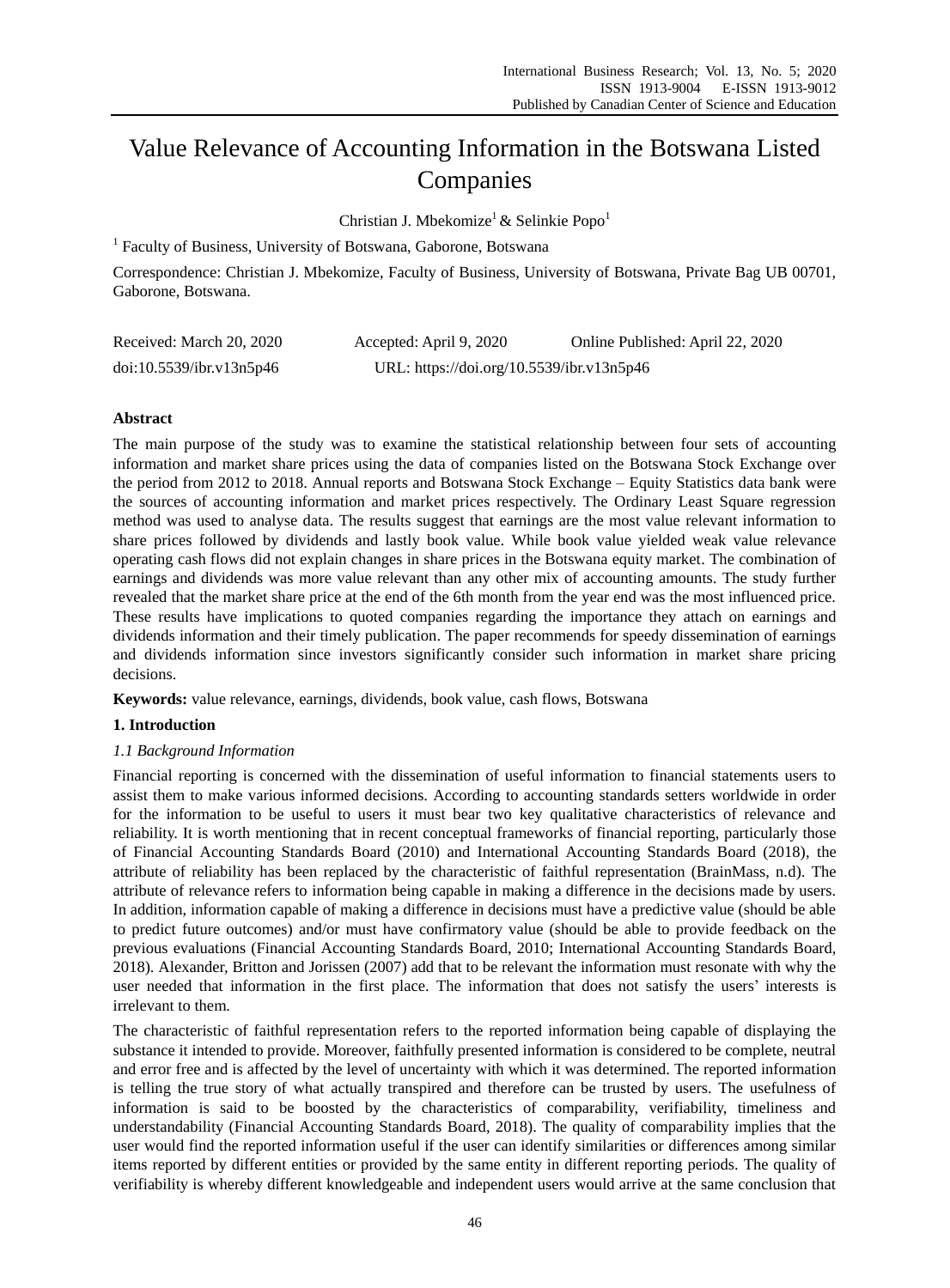# Value Relevance of Accounting Information in the Botswana Listed Companies

Christian J. Mbekomize[1] & Selinkie Popo[1]

[1] Faculty of Business, University of Botswana, Gaborone, Botswana

Correspondence: Christian J. Mbekomize, Faculty of Business, University of Botswana, Private Bag UB 00701, Gaborone, Botswana.

Received: March 20, 2020 Accepted: April 9, 2020 Online Published: April 22, 2020

doi:10.5539/ibr.v13n5p46 URL: https://doi.org/10.5539/ibr.v13n5p46

## Abstract

The main purpose of the study was to examine the statistical relationship between four sets of accounting information and market share prices using the data of companies listed on the Botswana Stock Exchange over the period from 2012 to 2018. Annual reports and Botswana Stock Exchange – Equity Statistics data bank were the sources of accounting information and market prices respectively. The Ordinary Least Square regression method was used to analyse data. The results suggest that earnings are the most value relevant information to share prices followed by dividends and lastly book value. While book value yielded weak value relevance operating cash flows did not explain changes in share prices in the Botswana equity market. The combination of earnings and dividends was more value relevant than any other mix of accounting amounts. The study further revealed that the market share price at the end of the 6th month from the year end was the most influenced price. These results have implications to quoted companies regarding the importance they attach on earnings and dividends information and their timely publication. The paper recommends for speedy dissemination of earnings and dividends information since investors significantly consider such information in market share pricing decisions.

**Keywords:** value relevance, earnings, dividends, book value, cash flows, Botswana

## 1. Introduction

### *1.1 Background Information*

Financial reporting is concerned with the dissemination of useful information to financial statements users to assist them to make various informed decisions. According to accounting standards setters worldwide in order for the information to be useful to users it must bear two key qualitative characteristics of relevance and reliability. It is worth mentioning that in recent conceptual frameworks of financial reporting, particularly those of Financial Accounting Standards Board (2010) and International Accounting Standards Board (2018), the attribute of reliability has been replaced by the characteristic of faithful representation (BrainMass, n.d). The attribute of relevance refers to information being capable in making a difference in the decisions made by users. In addition, information capable of making a difference in decisions must have a predictive value (should be able to predict future outcomes) and/or must have confirmatory value (should be able to provide feedback on the previous evaluations (Financial Accounting Standards Board, 2010; International Accounting Standards Board, 2018). Alexander, Britton and Jorissen (2007) add that to be relevant the information must resonate with why the user needed that information in the first place. The information that does not satisfy the users' interests is irrelevant to them.

The characteristic of faithful representation refers to the reported information being capable of displaying the substance it intended to provide. Moreover, faithfully presented information is considered to be complete, neutral and error free and is affected by the level of uncertainty with which it was determined. The reported information is telling the true story of what actually transpired and therefore can be trusted by users. The usefulness of information is said to be boosted by the characteristics of comparability, verifiability, timeliness and understandability (Financial Accounting Standards Board, 2018). The quality of comparability implies that the user would find the reported information useful if the user can identify similarities or differences among similar items reported by different entities or provided by the same entity in different reporting periods. The quality of verifiability is whereby different knowledgeable and independent users would arrive at the same conclusion that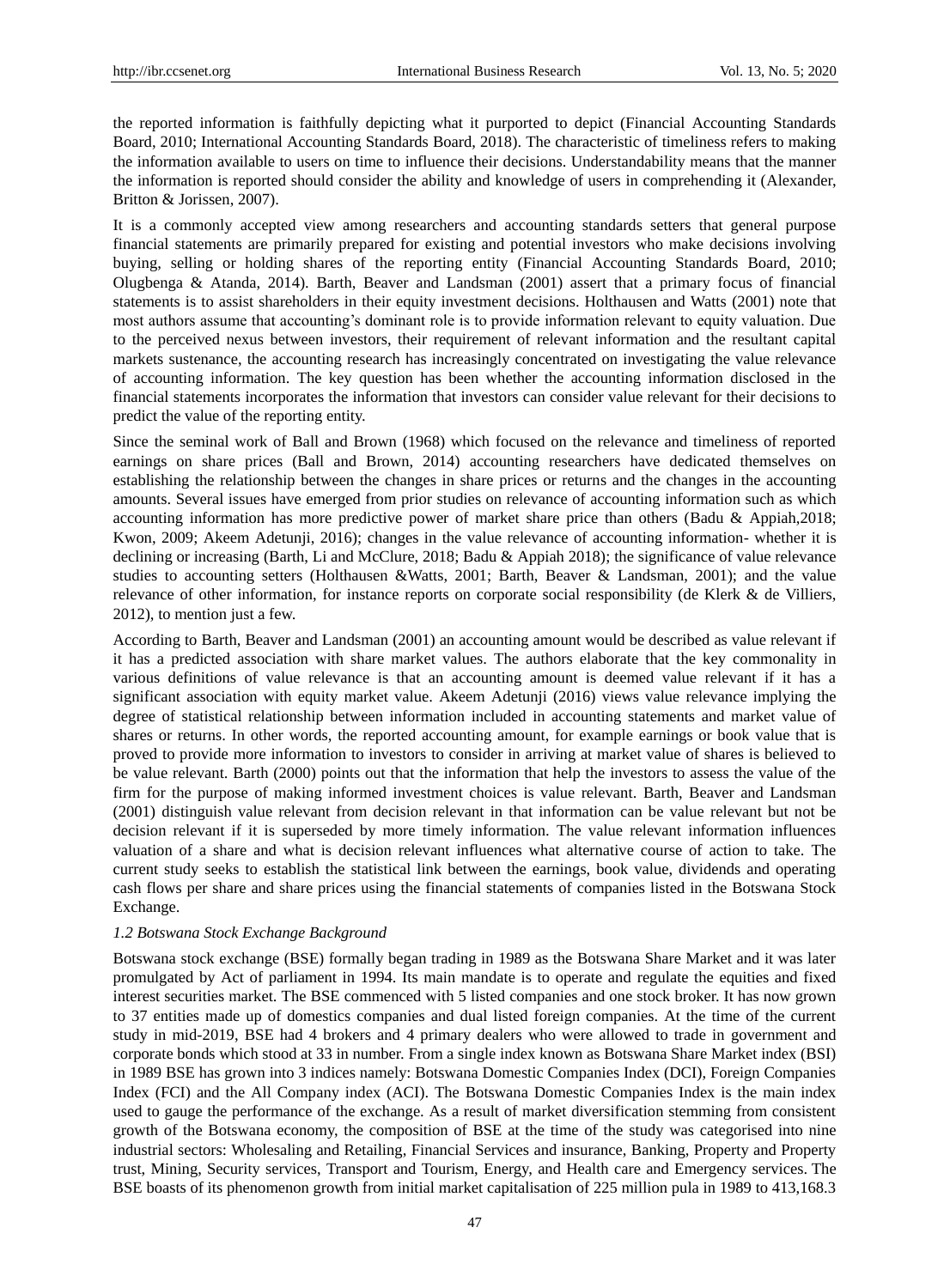the reported information is faithfully depicting what it purported to depict (Financial Accounting Standards Board, 2010; International Accounting Standards Board, 2018). The characteristic of timeliness refers to making the information available to users on time to influence their decisions. Understandability means that the manner the information is reported should consider the ability and knowledge of users in comprehending it (Alexander, Britton & Jorissen, 2007).

It is a commonly accepted view among researchers and accounting standards setters that general purpose financial statements are primarily prepared for existing and potential investors who make decisions involving buying, selling or holding shares of the reporting entity (Financial Accounting Standards Board, 2010; Olugbenga & Atanda, 2014). Barth, Beaver and Landsman (2001) assert that a primary focus of financial statements is to assist shareholders in their equity investment decisions. Holthausen and Watts (2001) note that most authors assume that accounting's dominant role is to provide information relevant to equity valuation. Due to the perceived nexus between investors, their requirement of relevant information and the resultant capital markets sustenance, the accounting research has increasingly concentrated on investigating the value relevance of accounting information. The key question has been whether the accounting information disclosed in the financial statements incorporates the information that investors can consider value relevant for their decisions to predict the value of the reporting entity.

Since the seminal work of Ball and Brown (1968) which focused on the relevance and timeliness of reported earnings on share prices (Ball and Brown, 2014) accounting researchers have dedicated themselves on establishing the relationship between the changes in share prices or returns and the changes in the accounting amounts. Several issues have emerged from prior studies on relevance of accounting information such as which accounting information has more predictive power of market share price than others (Badu & Appiah,2018; Kwon, 2009; Akeem Adetunji, 2016); changes in the value relevance of accounting information- whether it is declining or increasing (Barth, Li and McClure, 2018; Badu & Appiah 2018); the significance of value relevance studies to accounting setters (Holthausen &Watts, 2001; Barth, Beaver & Landsman, 2001); and the value relevance of other information, for instance reports on corporate social responsibility (de Klerk & de Villiers, 2012), to mention just a few.

According to Barth, Beaver and Landsman (2001) an accounting amount would be described as value relevant if it has a predicted association with share market values. The authors elaborate that the key commonality in various definitions of value relevance is that an accounting amount is deemed value relevant if it has a significant association with equity market value. Akeem Adetunji (2016) views value relevance implying the degree of statistical relationship between information included in accounting statements and market value of shares or returns. In other words, the reported accounting amount, for example earnings or book value that is proved to provide more information to investors to consider in arriving at market value of shares is believed to be value relevant. Barth (2000) points out that the information that help the investors to assess the value of the firm for the purpose of making informed investment choices is value relevant. Barth, Beaver and Landsman (2001) distinguish value relevant from decision relevant in that information can be value relevant but not be decision relevant if it is superseded by more timely information. The value relevant information influences valuation of a share and what is decision relevant influences what alternative course of action to take. The current study seeks to establish the statistical link between the earnings, book value, dividends and operating cash flows per share and share prices using the financial statements of companies listed in the Botswana Stock Exchange.

### *1.2 Botswana Stock Exchange Background*

Botswana stock exchange (BSE) formally began trading in 1989 as the Botswana Share Market and it was later promulgated by Act of parliament in 1994. Its main mandate is to operate and regulate the equities and fixed interest securities market. The BSE commenced with 5 listed companies and one stock broker. It has now grown to 37 entities made up of domestics companies and dual listed foreign companies. At the time of the current study in mid-2019, BSE had 4 brokers and 4 primary dealers who were allowed to trade in government and corporate bonds which stood at 33 in number. From a single index known as Botswana Share Market index (BSI) in 1989 BSE has grown into 3 indices namely: Botswana Domestic Companies Index (DCI), Foreign Companies Index (FCI) and the All Company index (ACI). The Botswana Domestic Companies Index is the main index used to gauge the performance of the exchange. As a result of market diversification stemming from consistent growth of the Botswana economy, the composition of BSE at the time of the study was categorised into nine industrial sectors: Wholesaling and Retailing, Financial Services and insurance, Banking, Property and Property trust, Mining, Security services, Transport and Tourism, Energy, and Health care and Emergency services. The BSE boasts of its phenomenon growth from initial market capitalisation of 225 million pula in 1989 to 413,168.3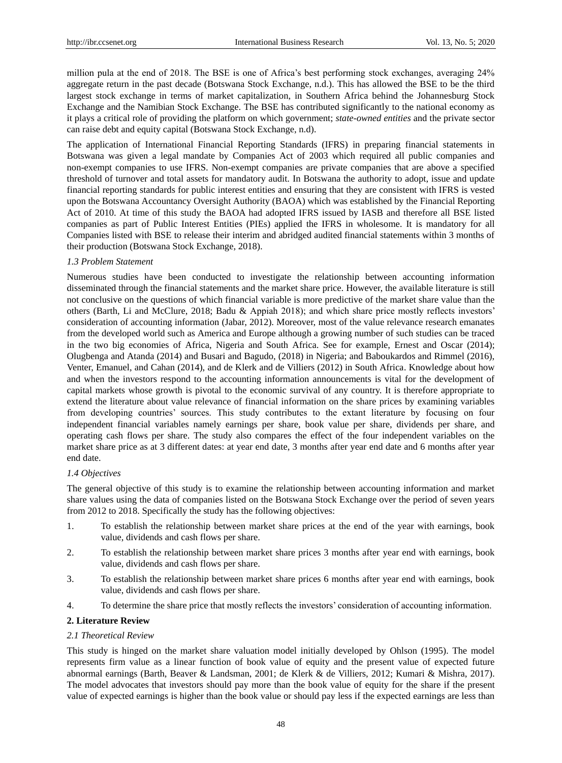million pula at the end of 2018. The BSE is one of Africa's best performing stock exchanges, averaging 24% aggregate return in the past decade (Botswana Stock Exchange, n.d.). This has allowed the BSE to be the third largest stock exchange in terms of market capitalization, in Southern Africa behind the Johannesburg Stock Exchange and the Namibian Stock Exchange. The BSE has contributed significantly to the national economy as it plays a critical role of providing the platform on which government; *state-owned entities* and the private sector can raise debt and equity capital (Botswana Stock Exchange, n.d).

The application of International Financial Reporting Standards (IFRS) in preparing financial statements in Botswana was given a legal mandate by Companies Act of 2003 which required all public companies and non-exempt companies to use IFRS. Non-exempt companies are private companies that are above a specified threshold of turnover and total assets for mandatory audit. In Botswana the authority to adopt, issue and update financial reporting standards for public interest entities and ensuring that they are consistent with IFRS is vested upon the Botswana Accountancy Oversight Authority (BAOA) which was established by the Financial Reporting Act of 2010. At time of this study the BAOA had adopted IFRS issued by IASB and therefore all BSE listed companies as part of Public Interest Entities (PIEs) applied the IFRS in wholesome. It is mandatory for all Companies listed with BSE to release their interim and abridged audited financial statements within 3 months of their production (Botswana Stock Exchange, 2018).

### 1.3 Problem Statement

Numerous studies have been conducted to investigate the relationship between accounting information disseminated through the financial statements and the market share price. However, the available literature is still not conclusive on the questions of which financial variable is more predictive of the market share value than the others (Barth, Li and McClure, 2018; Badu & Appiah 2018); and which share price mostly reflects investors' consideration of accounting information (Jabar, 2012). Moreover, most of the value relevance research emanates from the developed world such as America and Europe although a growing number of such studies can be traced in the two big economies of Africa, Nigeria and South Africa. See for example, Ernest and Oscar (2014); Olugbenga and Atanda (2014) and Busari and Bagudo, (2018) in Nigeria; and Baboukardos and Rimmel (2016), Venter, Emanuel, and Cahan (2014), and de Klerk and de Villiers (2012) in South Africa. Knowledge about how and when the investors respond to the accounting information announcements is vital for the development of capital markets whose growth is pivotal to the economic survival of any country. It is therefore appropriate to extend the literature about value relevance of financial information on the share prices by examining variables from developing countries' sources. This study contributes to the extant literature by focusing on four independent financial variables namely earnings per share, book value per share, dividends per share, and operating cash flows per share. The study also compares the effect of the four independent variables on the market share price as at 3 different dates: at year end date, 3 months after year end date and 6 months after year end date.

### 1.4 Objectives

The general objective of this study is to examine the relationship between accounting information and market share values using the data of companies listed on the Botswana Stock Exchange over the period of seven years from 2012 to 2018. Specifically the study has the following objectives:

1. To establish the relationship between market share prices at the end of the year with earnings, book value, dividends and cash flows per share.
2. To establish the relationship between market share prices 3 months after year end with earnings, book value, dividends and cash flows per share.
3. To establish the relationship between market share prices 6 months after year end with earnings, book value, dividends and cash flows per share.
4. To determine the share price that mostly reflects the investors' consideration of accounting information.

## 2. Literature Review

### 2.1 Theoretical Review

This study is hinged on the market share valuation model initially developed by Ohlson (1995). The model represents firm value as a linear function of book value of equity and the present value of expected future abnormal earnings (Barth, Beaver & Landsman, 2001; de Klerk & de Villiers, 2012; Kumari & Mishra, 2017). The model advocates that investors should pay more than the book value of equity for the share if the present value of expected earnings is higher than the book value or should pay less if the expected earnings are less than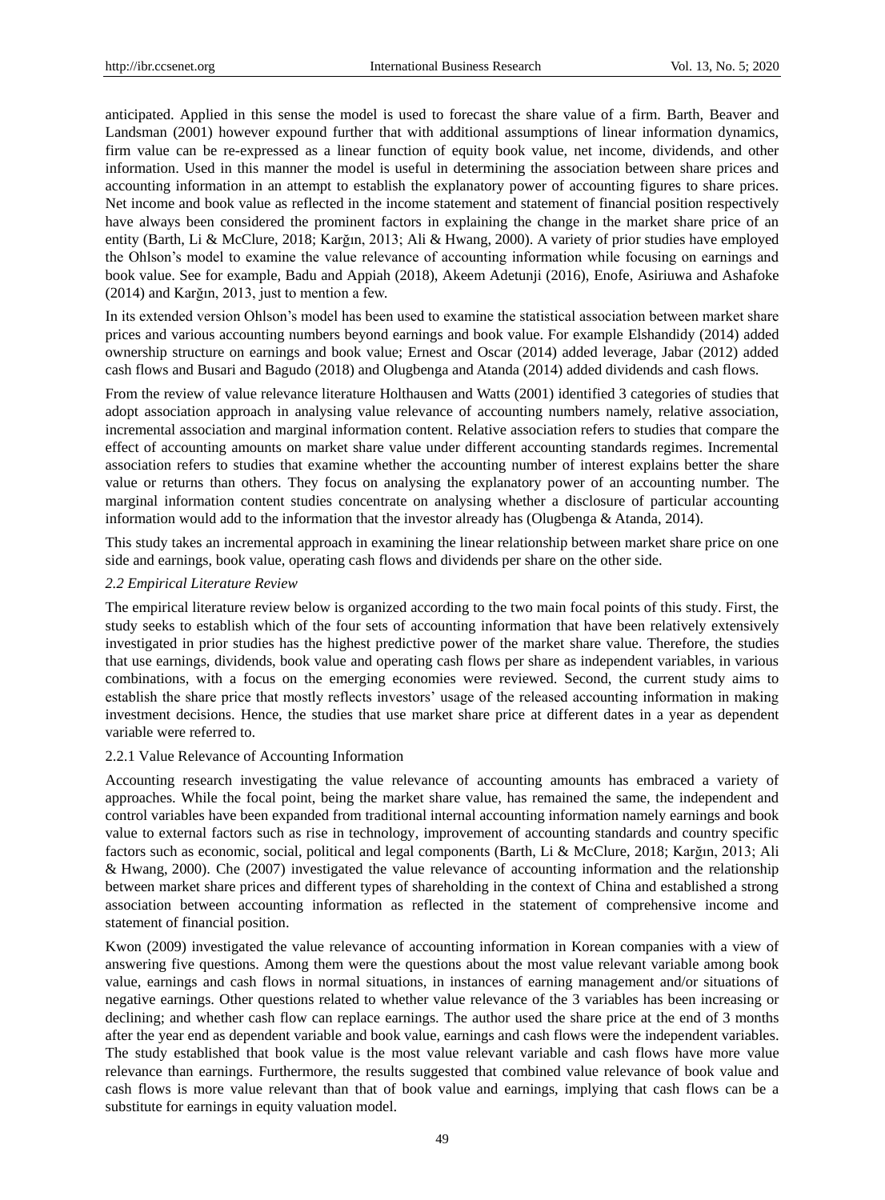anticipated. Applied in this sense the model is used to forecast the share value of a firm. Barth, Beaver and Landsman (2001) however expound further that with additional assumptions of linear information dynamics, firm value can be re-expressed as a linear function of equity book value, net income, dividends, and other information. Used in this manner the model is useful in determining the association between share prices and accounting information in an attempt to establish the explanatory power of accounting figures to share prices. Net income and book value as reflected in the income statement and statement of financial position respectively have always been considered the prominent factors in explaining the change in the market share price of an entity (Barth, Li & McClure, 2018; Karğın, 2013; Ali & Hwang, 2000). A variety of prior studies have employed the Ohlson's model to examine the value relevance of accounting information while focusing on earnings and book value. See for example, Badu and Appiah (2018), Akeem Adetunji (2016), Enofe, Asiriuwa and Ashafoke (2014) and Karğın, 2013, just to mention a few.

In its extended version Ohlson's model has been used to examine the statistical association between market share prices and various accounting numbers beyond earnings and book value. For example Elshandidy (2014) added ownership structure on earnings and book value; Ernest and Oscar (2014) added leverage, Jabar (2012) added cash flows and Busari and Bagudo (2018) and Olugbenga and Atanda (2014) added dividends and cash flows.

From the review of value relevance literature Holthausen and Watts (2001) identified 3 categories of studies that adopt association approach in analysing value relevance of accounting numbers namely, relative association, incremental association and marginal information content. Relative association refers to studies that compare the effect of accounting amounts on market share value under different accounting standards regimes. Incremental association refers to studies that examine whether the accounting number of interest explains better the share value or returns than others. They focus on analysing the explanatory power of an accounting number. The marginal information content studies concentrate on analysing whether a disclosure of particular accounting information would add to the information that the investor already has (Olugbenga & Atanda, 2014).

This study takes an incremental approach in examining the linear relationship between market share price on one side and earnings, book value, operating cash flows and dividends per share on the other side.

### *2.2 Empirical Literature Review*

The empirical literature review below is organized according to the two main focal points of this study. First, the study seeks to establish which of the four sets of accounting information that have been relatively extensively investigated in prior studies has the highest predictive power of the market share value. Therefore, the studies that use earnings, dividends, book value and operating cash flows per share as independent variables, in various combinations, with a focus on the emerging economies were reviewed. Second, the current study aims to establish the share price that mostly reflects investors' usage of the released accounting information in making investment decisions. Hence, the studies that use market share price at different dates in a year as dependent variable were referred to.

#### 2.2.1 Value Relevance of Accounting Information

Accounting research investigating the value relevance of accounting amounts has embraced a variety of approaches. While the focal point, being the market share value, has remained the same, the independent and control variables have been expanded from traditional internal accounting information namely earnings and book value to external factors such as rise in technology, improvement of accounting standards and country specific factors such as economic, social, political and legal components (Barth, Li & McClure, 2018; Karğın, 2013; Ali & Hwang, 2000). Che (2007) investigated the value relevance of accounting information and the relationship between market share prices and different types of shareholding in the context of China and established a strong association between accounting information as reflected in the statement of comprehensive income and statement of financial position.

Kwon (2009) investigated the value relevance of accounting information in Korean companies with a view of answering five questions. Among them were the questions about the most value relevant variable among book value, earnings and cash flows in normal situations, in instances of earning management and/or situations of negative earnings. Other questions related to whether value relevance of the 3 variables has been increasing or declining; and whether cash flow can replace earnings. The author used the share price at the end of 3 months after the year end as dependent variable and book value, earnings and cash flows were the independent variables. The study established that book value is the most value relevant variable and cash flows have more value relevance than earnings. Furthermore, the results suggested that combined value relevance of book value and cash flows is more value relevant than that of book value and earnings, implying that cash flows can be a substitute for earnings in equity valuation model.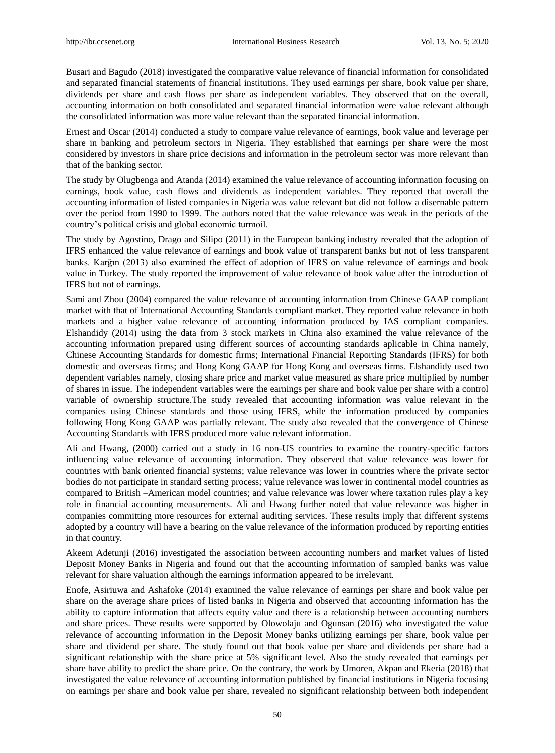Busari and Bagudo (2018) investigated the comparative value relevance of financial information for consolidated and separated financial statements of financial institutions. They used earnings per share, book value per share, dividends per share and cash flows per share as independent variables. They observed that on the overall, accounting information on both consolidated and separated financial information were value relevant although the consolidated information was more value relevant than the separated financial information.

Ernest and Oscar (2014) conducted a study to compare value relevance of earnings, book value and leverage per share in banking and petroleum sectors in Nigeria. They established that earnings per share were the most considered by investors in share price decisions and information in the petroleum sector was more relevant than that of the banking sector.

The study by Olugbenga and Atanda (2014) examined the value relevance of accounting information focusing on earnings, book value, cash flows and dividends as independent variables. They reported that overall the accounting information of listed companies in Nigeria was value relevant but did not follow a disernable pattern over the period from 1990 to 1999. The authors noted that the value relevance was weak in the periods of the country's political crisis and global economic turmoil.

The study by Agostino, Drago and Silipo (2011) in the European banking industry revealed that the adoption of IFRS enhanced the value relevance of earnings and book value of transparent banks but not of less transparent banks. Kargın (2013) also examined the effect of adoption of IFRS on value relevance of earnings and book value in Turkey. The study reported the improvement of value relevance of book value after the introduction of IFRS but not of earnings.

Sami and Zhou (2004) compared the value relevance of accounting information from Chinese GAAP compliant market with that of International Accounting Standards compliant market. They reported value relevance in both markets and a higher value relevance of accounting information produced by IAS compliant companies. Elshandidy (2014) using the data from 3 stock markets in China also examined the value relevance of the accounting information prepared using different sources of accounting standards aplicable in China namely, Chinese Accounting Standards for domestic firms; International Financial Reporting Standards (IFRS) for both domestic and overseas firms; and Hong Kong GAAP for Hong Kong and overseas firms. Elshandidy used two dependent variables namely, closing share price and market value measured as share price multiplied by number of shares in issue. The independent variables were the earnings per share and book value per share with a control variable of ownership structure.The study revealed that accounting information was value relevant in the companies using Chinese standards and those using IFRS, while the information produced by companies following Hong Kong GAAP was partially relevant. The study also revealed that the convergence of Chinese Accounting Standards with IFRS produced more value relevant information.

Ali and Hwang, (2000) carried out a study in 16 non-US countries to examine the country-specific factors influencing value relevance of accounting information. They observed that value relevance was lower for countries with bank oriented financial systems; value relevance was lower in countries where the private sector bodies do not participate in standard setting process; value relevance was lower in continental model countries as compared to British –American model countries; and value relevance was lower where taxation rules play a key role in financial accounting measurements. Ali and Hwang further noted that value relevance was higher in companies committing more resources for external auditing services. These results imply that different systems adopted by a country will have a bearing on the value relevance of the information produced by reporting entities in that country.

Akeem Adetunji (2016) investigated the association between accounting numbers and market values of listed Deposit Money Banks in Nigeria and found out that the accounting information of sampled banks was value relevant for share valuation although the earnings information appeared to be irrelevant.

Enofe, Asiriuwa and Ashafoke (2014) examined the value relevance of earnings per share and book value per share on the average share prices of listed banks in Nigeria and observed that accounting information has the ability to capture information that affects equity value and there is a relationship between accounting numbers and share prices. These results were supported by Olowolaju and Ogunsan (2016) who investigated the value relevance of accounting information in the Deposit Money banks utilizing earnings per share, book value per share and dividend per share. The study found out that book value per share and dividends per share had a significant relationship with the share price at 5% significant level. Also the study revealed that earnings per share have ability to predict the share price. On the contrary, the work by Umoren, Akpan and Ekeria (2018) that investigated the value relevance of accounting information published by financial institutions in Nigeria focusing on earnings per share and book value per share, revealed no significant relationship between both independent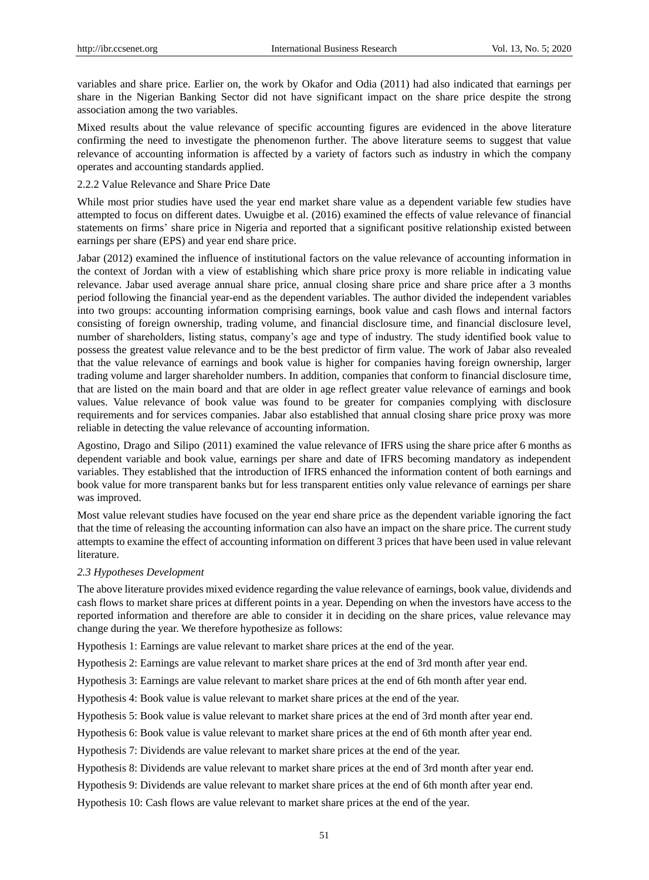variables and share price. Earlier on, the work by Okafor and Odia (2011) had also indicated that earnings per share in the Nigerian Banking Sector did not have significant impact on the share price despite the strong association among the two variables.

Mixed results about the value relevance of specific accounting figures are evidenced in the above literature confirming the need to investigate the phenomenon further. The above literature seems to suggest that value relevance of accounting information is affected by a variety of factors such as industry in which the company operates and accounting standards applied.

#### 2.2.2 Value Relevance and Share Price Date

While most prior studies have used the year end market share value as a dependent variable few studies have attempted to focus on different dates. Uwuigbe et al. (2016) examined the effects of value relevance of financial statements on firms' share price in Nigeria and reported that a significant positive relationship existed between earnings per share (EPS) and year end share price.

Jabar (2012) examined the influence of institutional factors on the value relevance of accounting information in the context of Jordan with a view of establishing which share price proxy is more reliable in indicating value relevance. Jabar used average annual share price, annual closing share price and share price after a 3 months period following the financial year-end as the dependent variables. The author divided the independent variables into two groups: accounting information comprising earnings, book value and cash flows and internal factors consisting of foreign ownership, trading volume, and financial disclosure time, and financial disclosure level, number of shareholders, listing status, company's age and type of industry. The study identified book value to possess the greatest value relevance and to be the best predictor of firm value. The work of Jabar also revealed that the value relevance of earnings and book value is higher for companies having foreign ownership, larger trading volume and larger shareholder numbers. In addition, companies that conform to financial disclosure time, that are listed on the main board and that are older in age reflect greater value relevance of earnings and book values. Value relevance of book value was found to be greater for companies complying with disclosure requirements and for services companies. Jabar also established that annual closing share price proxy was more reliable in detecting the value relevance of accounting information.

Agostino, Drago and Silipo (2011) examined the value relevance of IFRS using the share price after 6 months as dependent variable and book value, earnings per share and date of IFRS becoming mandatory as independent variables. They established that the introduction of IFRS enhanced the information content of both earnings and book value for more transparent banks but for less transparent entities only value relevance of earnings per share was improved.

Most value relevant studies have focused on the year end share price as the dependent variable ignoring the fact that the time of releasing the accounting information can also have an impact on the share price. The current study attempts to examine the effect of accounting information on different 3 prices that have been used in value relevant literature.

### *2.3 Hypotheses Development*

The above literature provides mixed evidence regarding the value relevance of earnings, book value, dividends and cash flows to market share prices at different points in a year. Depending on when the investors have access to the reported information and therefore are able to consider it in deciding on the share prices, value relevance may change during the year. We therefore hypothesize as follows:

Hypothesis 1: Earnings are value relevant to market share prices at the end of the year.

Hypothesis 2: Earnings are value relevant to market share prices at the end of 3rd month after year end.

Hypothesis 3: Earnings are value relevant to market share prices at the end of 6th month after year end.

Hypothesis 4: Book value is value relevant to market share prices at the end of the year.

Hypothesis 5: Book value is value relevant to market share prices at the end of 3rd month after year end.

Hypothesis 6: Book value is value relevant to market share prices at the end of 6th month after year end.

Hypothesis 7: Dividends are value relevant to market share prices at the end of the year.

Hypothesis 8: Dividends are value relevant to market share prices at the end of 3rd month after year end.

Hypothesis 9: Dividends are value relevant to market share prices at the end of 6th month after year end.

Hypothesis 10: Cash flows are value relevant to market share prices at the end of the year.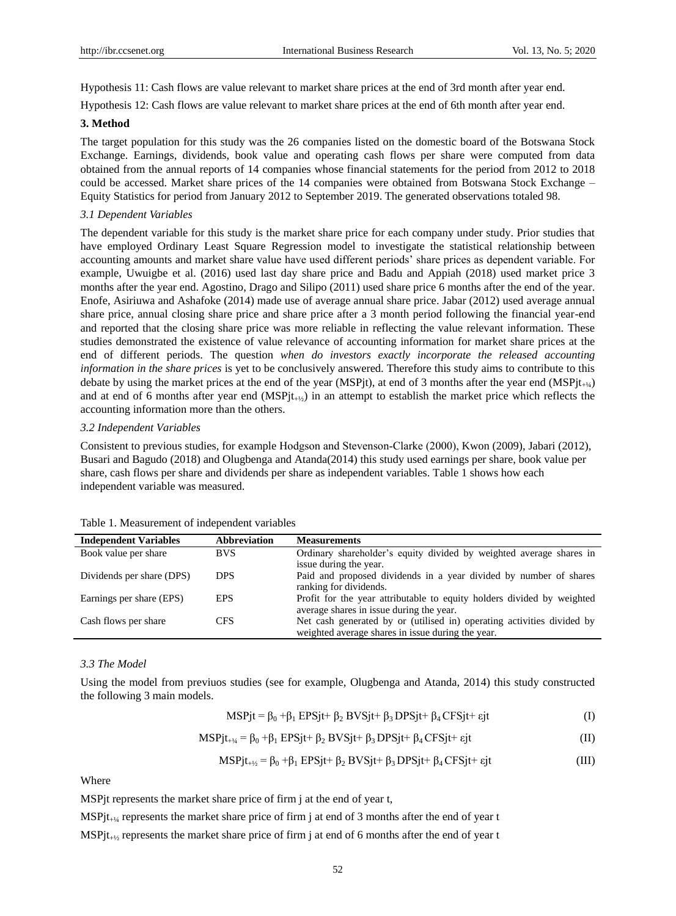Hypothesis 11: Cash flows are value relevant to market share prices at the end of 3rd month after year end.

Hypothesis 12: Cash flows are value relevant to market share prices at the end of 6th month after year end.

## 3. Method

The target population for this study was the 26 companies listed on the domestic board of the Botswana Stock Exchange. Earnings, dividends, book value and operating cash flows per share were computed from data obtained from the annual reports of 14 companies whose financial statements for the period from 2012 to 2018 could be accessed. Market share prices of the 14 companies were obtained from Botswana Stock Exchange – Equity Statistics for period from January 2012 to September 2019. The generated observations totaled 98.

### *3.1 Dependent Variables*

The dependent variable for this study is the market share price for each company under study. Prior studies that have employed Ordinary Least Square Regression model to investigate the statistical relationship between accounting amounts and market share value have used different periods' share prices as dependent variable. For example, Uwuigbe et al. (2016) used last day share price and Badu and Appiah (2018) used market price 3 months after the year end. Agostino, Drago and Silipo (2011) used share price 6 months after the end of the year. Enofe, Asiriuwa and Ashafoke (2014) made use of average annual share price. Jabar (2012) used average annual share price, annual closing share price and share price after a 3 month period following the financial year-end and reported that the closing share price was more reliable in reflecting the value relevant information. These studies demonstrated the existence of value relevance of accounting information for market share prices at the end of different periods. The question *when do investors exactly incorporate the released accounting information in the share prices* is yet to be conclusively answered. Therefore this study aims to contribute to this debate by using the market prices at the end of the year (MSPjt), at end of 3 months after the year end ($MSPjt_{+¼}$) and at end of 6 months after year end ($MSPjt_{+½}$) in an attempt to establish the market price which reflects the accounting information more than the others.

### *3.2 Independent Variables*

Consistent to previous studies, for example Hodgson and Stevenson-Clarke (2000), Kwon (2009), Jabari (2012), Busari and Bagudo (2018) and Olugbenga and Atanda(2014) this study used earnings per share, book value per share, cash flows per share and dividends per share as independent variables. Table 1 shows how each independent variable was measured.

Table 1. Measurement of independent variables

| Independent Variables | Abbreviation | Measurements |
|---|---|---|
| Book value per share | BVS | Ordinary shareholder's equity divided by weighted average shares in issue during the year. |
| Dividends per share (DPS) | DPS | Paid and proposed dividends in a year divided by number of shares ranking for dividends. |
| Earnings per share (EPS) | EPS | Profit for the year attributable to equity holders divided by weighted average shares in issue during the year. |
| Cash flows per share | CFS | Net cash generated by or (utilised in) operating activities divided by weighted average shares in issue during the year. |

### *3.3 The Model*

Using the model from previuos studies (see for example, Olugbenga and Atanda, 2014) this study constructed the following 3 main models.

$$MSPjt = \beta_0 + \beta_1 EPSjt + \beta_2 BVSjt + \beta_3 DPSjt + \beta_4 CFSjt + \varepsilon jt \quad \text{(I)}$$

$$MSPjt_{+¼} = \beta_0 + \beta_1 EPSjt + \beta_2 BVSjt + \beta_3 DPSjt + \beta_4 CFSjt + \varepsilon jt \quad \text{(II)}$$

$$MSPjt_{+½} = \beta_0 + \beta_1 EPSjt + \beta_2 BVSjt + \beta_3 DPSjt + \beta_4 CFSjt + \varepsilon jt \quad \text{(III)}$$

Where

MSPjt represents the market share price of firm j at the end of year t,

$MSPjt_{+¼}$ represents the market share price of firm j at end of 3 months after the end of year t

$MSPjt_{+½}$ represents the market share price of firm j at end of 6 months after the end of year t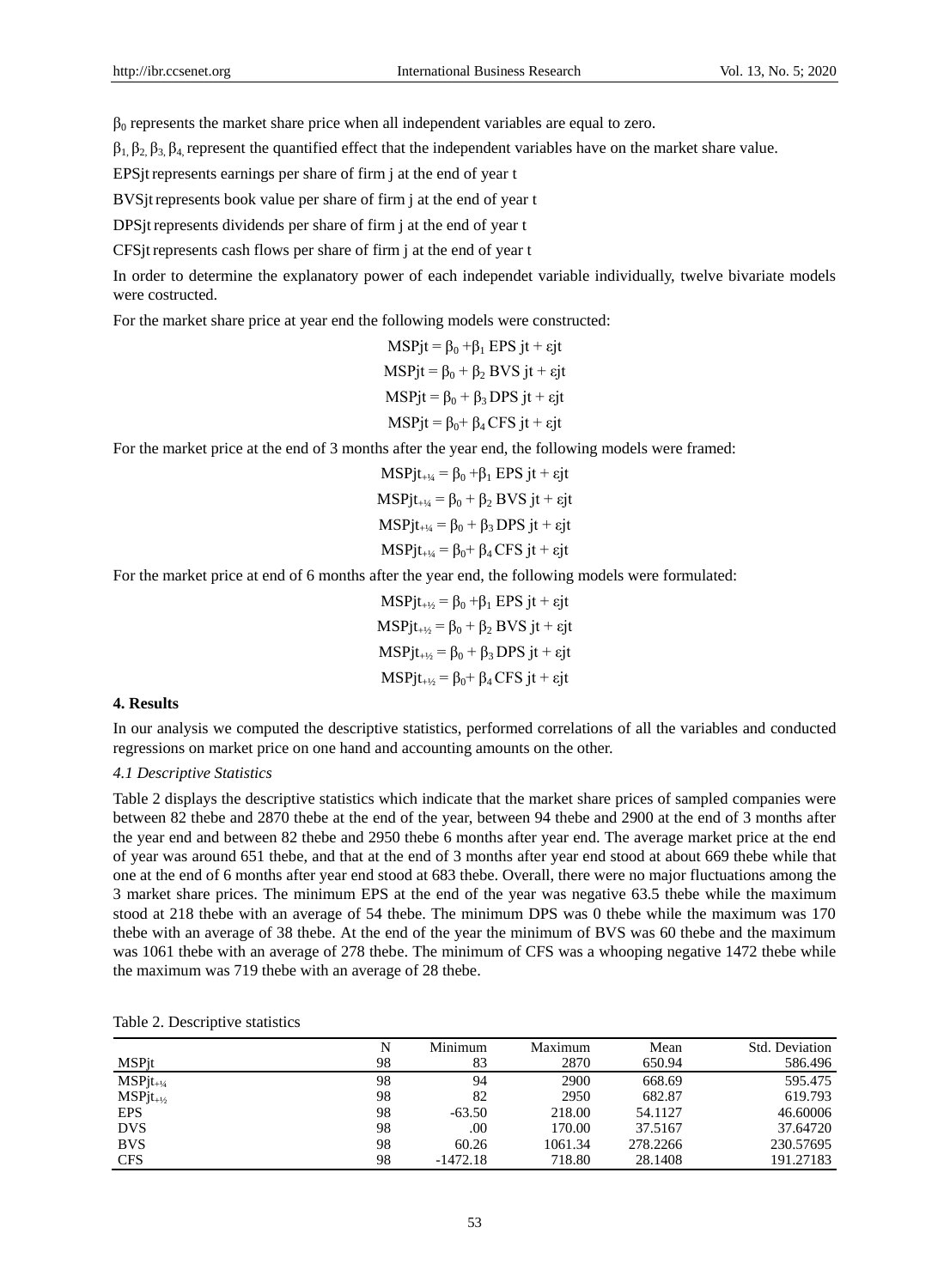$\beta_0$ represents the market share price when all independent variables are equal to zero.

$\beta_1, \beta_2, \beta_3, \beta_4$, represent the quantified effect that the independent variables have on the market share value.

EPSjt represents earnings per share of firm j at the end of year t

BVSjt represents book value per share of firm j at the end of year t

DPSjt represents dividends per share of firm j at the end of year t

CFSjt represents cash flows per share of firm j at the end of year t

In order to determine the explanatory power of each independet variable individually, twelve bivariate models were costructed.

For the market share price at year end the following models were constructed:

$$MSPjt = \beta_0 + \beta_1 \text{ EPS } jt + \varepsilon jt$$

$$MSPjt = \beta_0 + \beta_2 \text{ BVS } jt + \varepsilon jt$$

$$MSPjt = \beta_0 + \beta_3 \text{ DPS } jt + \varepsilon jt$$

$$MSPjt = \beta_0 + \beta_4 \text{ CFS } jt + \varepsilon jt$$

For the market price at the end of 3 months after the year end, the following models were framed:

$$MSPjt_{+¼} = \beta_0 + \beta_1 \text{ EPS } jt + \varepsilon jt$$

$$MSPjt_{+¼} = \beta_0 + \beta_2 \text{ BVS } jt + \varepsilon jt$$

$$MSPjt_{+¼} = \beta_0 + \beta_3 \text{ DPS } jt + \varepsilon jt$$

$$MSPjt_{+¼} = \beta_0 + \beta_4 \text{ CFS } jt + \varepsilon jt$$

For the market price at end of 6 months after the year end, the following models were formulated:

$$MSPjt_{+½} = \beta_0 + \beta_1 \text{ EPS } jt + \varepsilon jt$$

$$MSPjt_{+½} = \beta_0 + \beta_2 \text{ BVS } jt + \varepsilon jt$$

$$MSPjt_{+½} = \beta_0 + \beta_3 \text{ DPS } jt + \varepsilon jt$$

$$MSPjt_{+½} = \beta_0 + \beta_4 \text{ CFS } jt + \varepsilon jt$$

## 4. Results

In our analysis we computed the descriptive statistics, performed correlations of all the variables and conducted regressions on market price on one hand and accounting amounts on the other.

### *4.1 Descriptive Statistics*

Table 2 displays the descriptive statistics which indicate that the market share prices of sampled companies were between 82 thebe and 2870 thebe at the end of the year, between 94 thebe and 2900 at the end of 3 months after the year end and between 82 thebe and 2950 thebe 6 months after year end. The average market price at the end of year was around 651 thebe, and that at the end of 3 months after year end stood at about 669 thebe while that one at the end of 6 months after year end stood at 683 thebe. Overall, there were no major fluctuations among the 3 market share prices. The minimum EPS at the end of the year was negative 63.5 thebe while the maximum stood at 218 thebe with an average of 54 thebe. The minimum DPS was 0 thebe while the maximum was 170 thebe with an average of 38 thebe. At the end of the year the minimum of BVS was 60 thebe and the maximum was 1061 thebe with an average of 278 thebe. The minimum of CFS was a whooping negative 1472 thebe while the maximum was 719 thebe with an average of 28 thebe.

Table 2. Descriptive statistics

| | N | Minimum | Maximum | Mean | Std. Deviation |
|---|---|---|---|---|---|
| MSPjt | 98 | 83 | 2870 | 650.94 | 586.496 |
| $MSPjt_{+¼}$ | 98 | 94 | 2900 | 668.69 | 595.475 |
| $MSPjt_{+½}$ | 98 | 82 | 2950 | 682.87 | 619.793 |
| EPS | 98 | -63.50 | 218.00 | 54.1127 | 46.60006 |
| DVS | 98 | .00 | 170.00 | 37.5167 | 37.64720 |
| BVS | 98 | 60.26 | 1061.34 | 278.2266 | 230.57695 |
| CFS | 98 | -1472.18 | 718.80 | 28.1408 | 191.27183 |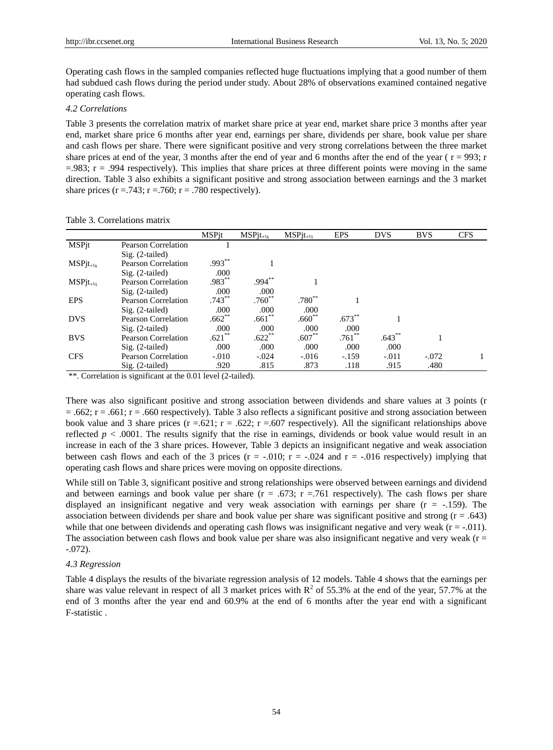Operating cash flows in the sampled companies reflected huge fluctuations implying that a good number of them had subdued cash flows during the period under study. About 28% of observations examined contained negative operating cash flows.

### *4.2 Correlations*

Table 3 presents the correlation matrix of market share price at year end, market share price 3 months after year end, market share price 6 months after year end, earnings per share, dividends per share, book value per share and cash flows per share. There were significant positive and very strong correlations between the three market share prices at end of the year, 3 months after the end of year and 6 months after the end of the year ( r = 993; r =.983; r = .994 respectively). This implies that share prices at three different points were moving in the same direction. Table 3 also exhibits a significant positive and strong association between earnings and the 3 market share prices (r =.743; r =.760; r = .780 respectively).

Table 3. Correlations matrix

| | | MSPjt | $MSPjt_{+¼}$ | $MSPjt_{+½}$ | EPS | DVS | BVS | CFS |
|---|---|---|---|---|---|---|---|---|
| MSPjt | Pearson Correlation | 1 | | | | | | |
| | Sig. (2-tailed) | | | | | | | |
| $MSPjt_{+¼}$ | Pearson Correlation | .993** | 1 | | | | | |
| | Sig. (2-tailed) | .000 | | | | | | |
| $MSPjt_{+½}$ | Pearson Correlation | .983** | .994** | 1 | | | | |
| | Sig. (2-tailed) | .000 | .000 | | | | | |
| EPS | Pearson Correlation | .743** | .760** | .780** | 1 | | | |
| | Sig. (2-tailed) | .000 | .000 | .000 | | | | |
| DVS | Pearson Correlation | .662** | .661** | .660** | .673** | 1 | | |
| | Sig. (2-tailed) | .000 | .000 | .000 | .000 | | | |
| BVS | Pearson Correlation | .621** | .622** | .607** | .761** | .643** | 1 | |
| | Sig. (2-tailed) | .000 | .000 | .000 | .000 | .000 | | |
| CFS | Pearson Correlation | -.010 | -.024 | -.016 | -.159 | -.011 | -.072 | 1 |
| | Sig. (2-tailed) | .920 | .815 | .873 | .118 | .915 | .480 | |

**. Correlation is significant at the 0.01 level (2-tailed).

There was also significant positive and strong association between dividends and share values at 3 points (r = .662; r = .661; r = .660 respectively). Table 3 also reflects a significant positive and strong association between book value and 3 share prices (r =.621; r = .622; r =.607 respectively). All the significant relationships above reflected $p < .0001$. The results signify that the rise in earnings, dividends or book value would result in an increase in each of the 3 share prices. However, Table 3 depicts an insignificant negative and weak association between cash flows and each of the 3 prices (r = -.010; r = -.024 and r = -.016 respectively) implying that operating cash flows and share prices were moving on opposite directions.

While still on Table 3, significant positive and strong relationships were observed between earnings and dividend and between earnings and book value per share (r = .673; r =.761 respectively). The cash flows per share displayed an insignificant negative and very weak association with earnings per share (r = -.159). The association between dividends per share and book value per share was significant positive and strong (r = .643) while that one between dividends and operating cash flows was insignificant negative and very weak (r = -.011). The association between cash flows and book value per share was also insignificant negative and very weak (r = -.072).

### *4.3 Regression*

Table 4 displays the results of the bivariate regression analysis of 12 models. Table 4 shows that the earnings per share was value relevant in respect of all 3 market prices with $R^2$ of 55.3% at the end of the year, 57.7% at the end of 3 months after the year end and 60.9% at the end of 6 months after the year end with a significant F-statistic .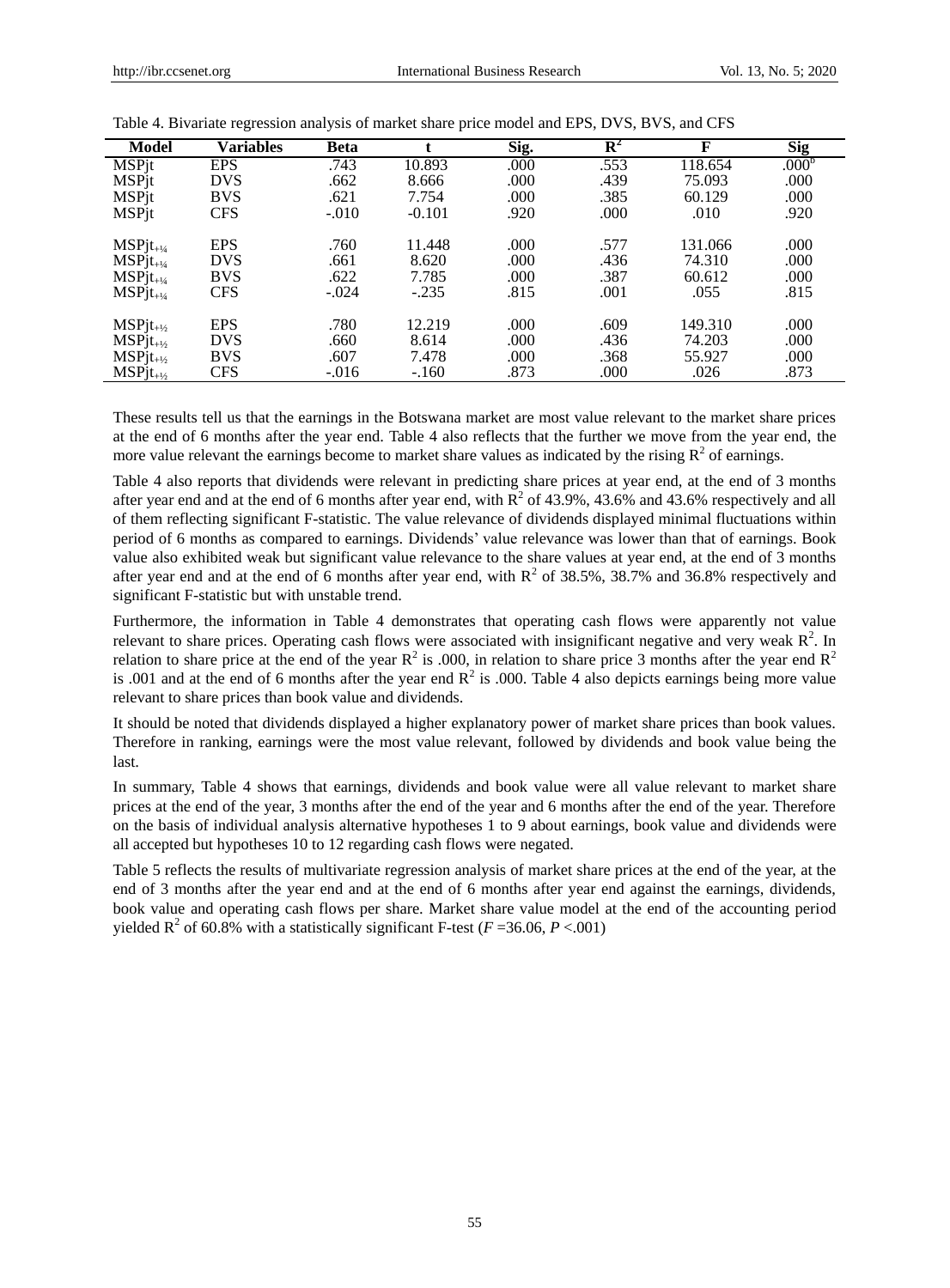Table 4. Bivariate regression analysis of market share price model and EPS, DVS, BVS, and CFS

| Model | Variables | Beta | t | Sig. | $R^2$ | F | Sig |
|---|---|---|---|---|---|---|---|
| MSPjt | EPS | .743 | 10.893 | .000 | .553 | 118.654 | .000[b] |
| MSPjt | DVS | .662 | 8.666 | .000 | .439 | 75.093 | .000 |
| MSPjt | BVS | .621 | 7.754 | .000 | .385 | 60.129 | .000 |
| MSPjt | CFS | -.010 | -0.101 | .920 | .000 | .010 | .920 |
| $MSPjt_{+¼}$ | EPS | .760 | 11.448 | .000 | .577 | 131.066 | .000 |
| $MSPjt_{+¼}$ | DVS | .661 | 8.620 | .000 | .436 | 74.310 | .000 |
| $MSPjt_{+¼}$ | BVS | .622 | 7.785 | .000 | .387 | 60.612 | .000 |
| $MSPjt_{+¼}$ | CFS | -.024 | -.235 | .815 | .001 | .055 | .815 |
| $MSPjt_{+½}$ | EPS | .780 | 12.219 | .000 | .609 | 149.310 | .000 |
| $MSPjt_{+½}$ | DVS | .660 | 8.614 | .000 | .436 | 74.203 | .000 |
| $MSPjt_{+½}$ | BVS | .607 | 7.478 | .000 | .368 | 55.927 | .000 |
| $MSPjt_{+½}$ | CFS | -.016 | -.160 | .873 | .000 | .026 | .873 |

These results tell us that the earnings in the Botswana market are most value relevant to the market share prices at the end of 6 months after the year end. Table 4 also reflects that the further we move from the year end, the more value relevant the earnings become to market share values as indicated by the rising $R^2$ of earnings.

Table 4 also reports that dividends were relevant in predicting share prices at year end, at the end of 3 months after year end and at the end of 6 months after year end, with $R^2$ of 43.9%, 43.6% and 43.6% respectively and all of them reflecting significant F-statistic. The value relevance of dividends displayed minimal fluctuations within period of 6 months as compared to earnings. Dividends' value relevance was lower than that of earnings. Book value also exhibited weak but significant value relevance to the share values at year end, at the end of 3 months after year end and at the end of 6 months after year end, with $R^2$ of 38.5%, 38.7% and 36.8% respectively and significant F-statistic but with unstable trend.

Furthermore, the information in Table 4 demonstrates that operating cash flows were apparently not value relevant to share prices. Operating cash flows were associated with insignificant negative and very weak $R^2$. In relation to share price at the end of the year $R^2$ is .000, in relation to share price 3 months after the year end $R^2$ is .001 and at the end of 6 months after the year end $R^2$ is .000. Table 4 also depicts earnings being more value relevant to share prices than book value and dividends.

It should be noted that dividends displayed a higher explanatory power of market share prices than book values. Therefore in ranking, earnings were the most value relevant, followed by dividends and book value being the last.

In summary, Table 4 shows that earnings, dividends and book value were all value relevant to market share prices at the end of the year, 3 months after the end of the year and 6 months after the end of the year. Therefore on the basis of individual analysis alternative hypotheses 1 to 9 about earnings, book value and dividends were all accepted but hypotheses 10 to 12 regarding cash flows were negated.

Table 5 reflects the results of multivariate regression analysis of market share prices at the end of the year, at the end of 3 months after the year end and at the end of 6 months after year end against the earnings, dividends, book value and operating cash flows per share. Market share value model at the end of the accounting period yielded $R^2$ of 60.8% with a statistically significant F-test ($F$ =36.06, $P$ <.001)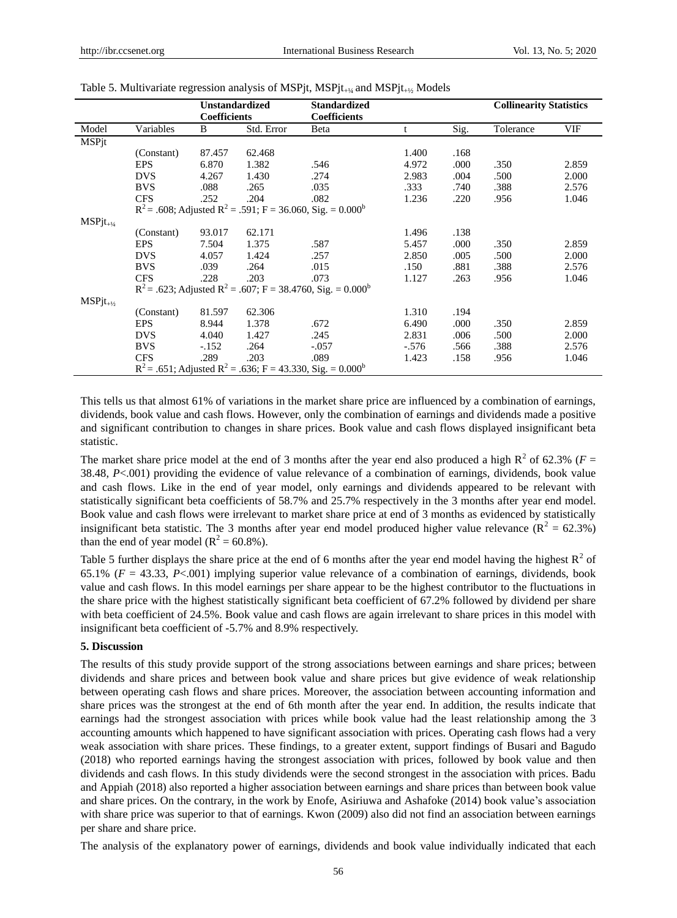Table 5. Multivariate regression analysis of MSPjt, $MSPjt_{+¼}$ and $MSPjt_{+½}$ Models

| | | Unstandardized Coefficients | | Standardized Coefficients | | | Collinearity Statistics | |
|---|---|---|---|---|---|---|---|---|
| Model | Variables | B | Std. Error | Beta | t | Sig. | Tolerance | VIF |
| MSPjt | | | | | | | | |
| | (Constant) | 87.457 | 62.468 | | 1.400 | .168 | | |
| | EPS | 6.870 | 1.382 | .546 | 4.972 | .000 | .350 | 2.859 |
| | DVS | 4.267 | 1.430 | .274 | 2.983 | .004 | .500 | 2.000 |
| | BVS | .088 | .265 | .035 | .333 | .740 | .388 | 2.576 |
| | CFS | .252 | .204 | .082 | 1.236 | .220 | .956 | 1.046 |
| | $R^2$ = .608; Adjusted $R^2$ = .591; F = 36.060, Sig. = 0.000[b] | | | | | | | |
| $MSPjt_{+¼}$ | | | | | | | | |
| | (Constant) | 93.017 | 62.171 | | 1.496 | .138 | | |
| | EPS | 7.504 | 1.375 | .587 | 5.457 | .000 | .350 | 2.859 |
| | DVS | 4.057 | 1.424 | .257 | 2.850 | .005 | .500 | 2.000 |
| | BVS | .039 | .264 | .015 | .150 | .881 | .388 | 2.576 |
| | CFS | .228 | .203 | .073 | 1.127 | .263 | .956 | 1.046 |
| | $R^2$ = .623; Adjusted $R^2$ = .607; F = 38.4760, Sig. = 0.000[b] | | | | | | | |
| $MSPjt_{+½}$ | | | | | | | | |
| | (Constant) | 81.597 | 62.306 | | 1.310 | .194 | | |
| | EPS | 8.944 | 1.378 | .672 | 6.490 | .000 | .350 | 2.859 |
| | DVS | 4.040 | 1.427 | .245 | 2.831 | .006 | .500 | 2.000 |
| | BVS | -.152 | .264 | -.057 | -.576 | .566 | .388 | 2.576 |
| | CFS | .289 | .203 | .089 | 1.423 | .158 | .956 | 1.046 |
| | $R^2$ = .651; Adjusted $R^2$ = .636; F = 43.330, Sig. = 0.000[b] | | | | | | | |

This tells us that almost 61% of variations in the market share price are influenced by a combination of earnings, dividends, book value and cash flows. However, only the combination of earnings and dividends made a positive and significant contribution to changes in share prices. Book value and cash flows displayed insignificant beta statistic.

The market share price model at the end of 3 months after the year end also produced a high $R^2$ of 62.3% ($F$ = 38.48, $P$<.001) providing the evidence of value relevance of a combination of earnings, dividends, book value and cash flows. Like in the end of year model, only earnings and dividends appeared to be relevant with statistically significant beta coefficients of 58.7% and 25.7% respectively in the 3 months after year end model. Book value and cash flows were irrelevant to market share price at end of 3 months as evidenced by statistically insignificant beta statistic. The 3 months after year end model produced higher value relevance ($R^2$ = 62.3%) than the end of year model ($R^2$ = 60.8%).

Table 5 further displays the share price at the end of 6 months after the year end model having the highest $R^2$ of 65.1% ($F$ = 43.33, $P$<.001) implying superior value relevance of a combination of earnings, dividends, book value and cash flows. In this model earnings per share appear to be the highest contributor to the fluctuations in the share price with the highest statistically significant beta coefficient of 67.2% followed by dividend per share with beta coefficient of 24.5%. Book value and cash flows are again irrelevant to share prices in this model with insignificant beta coefficient of -5.7% and 8.9% respectively.

**5. Discussion**

The results of this study provide support of the strong associations between earnings and share prices; between dividends and share prices and between book value and share prices but give evidence of weak relationship between operating cash flows and share prices. Moreover, the association between accounting information and share prices was the strongest at the end of 6th month after the year end. In addition, the results indicate that earnings had the strongest association with prices while book value had the least relationship among the 3 accounting amounts which happened to have significant association with prices. Operating cash flows had a very weak association with share prices. These findings, to a greater extent, support findings of Busari and Bagudo (2018) who reported earnings having the strongest association with prices, followed by book value and then dividends and cash flows. In this study dividends were the second strongest in the association with prices. Badu and Appiah (2018) also reported a higher association between earnings and share prices than between book value and share prices. On the contrary, in the work by Enofe, Asiriuwa and Ashafoke (2014) book value's association with share price was superior to that of earnings. Kwon (2009) also did not find an association between earnings per share and share price.

The analysis of the explanatory power of earnings, dividends and book value individually indicated that each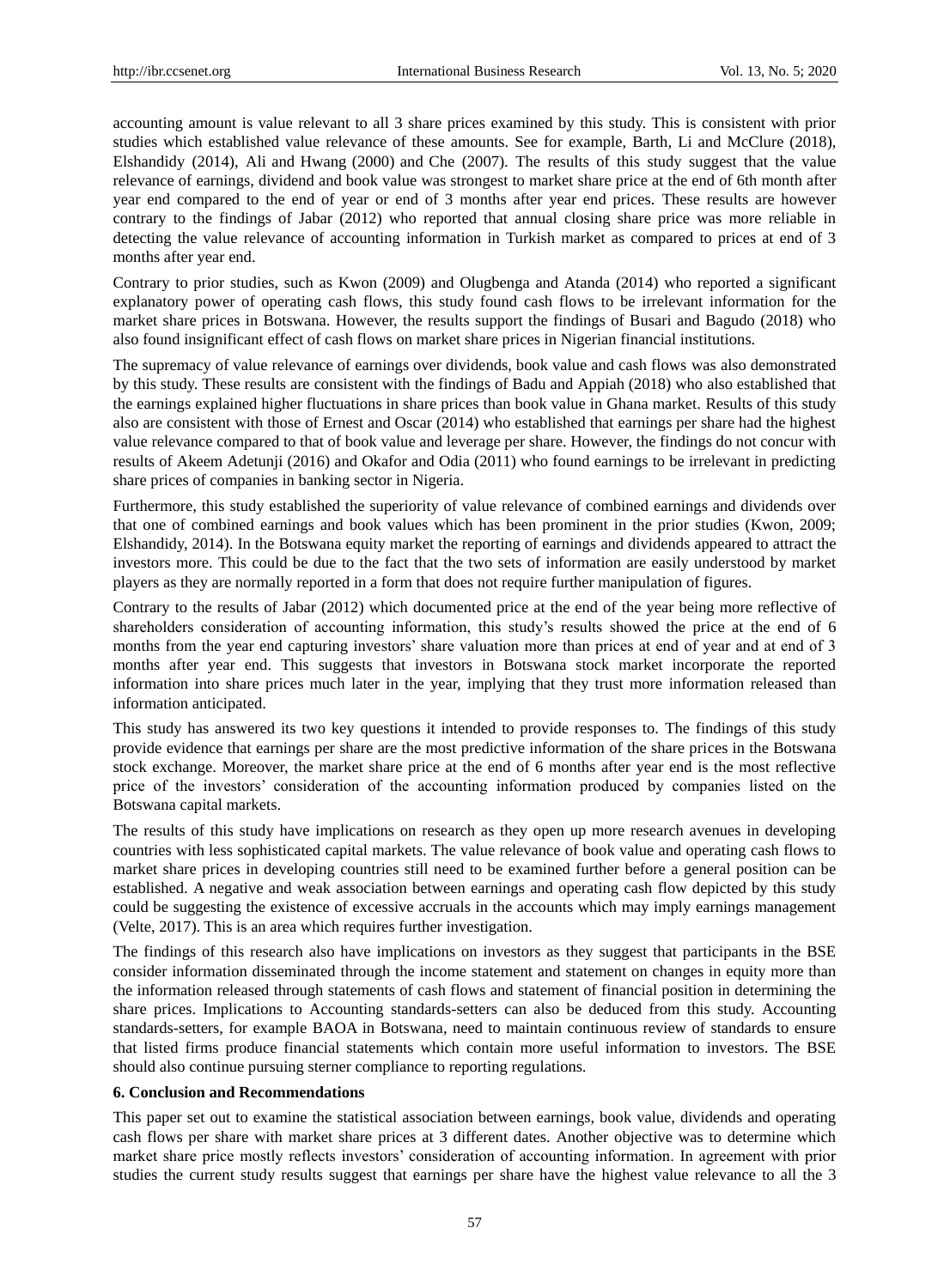accounting amount is value relevant to all 3 share prices examined by this study. This is consistent with prior studies which established value relevance of these amounts. See for example, Barth, Li and McClure (2018), Elshandidy (2014), Ali and Hwang (2000) and Che (2007). The results of this study suggest that the value relevance of earnings, dividend and book value was strongest to market share price at the end of 6th month after year end compared to the end of year or end of 3 months after year end prices. These results are however contrary to the findings of Jabar (2012) who reported that annual closing share price was more reliable in detecting the value relevance of accounting information in Turkish market as compared to prices at end of 3 months after year end.

Contrary to prior studies, such as Kwon (2009) and Olugbenga and Atanda (2014) who reported a significant explanatory power of operating cash flows, this study found cash flows to be irrelevant information for the market share prices in Botswana. However, the results support the findings of Busari and Bagudo (2018) who also found insignificant effect of cash flows on market share prices in Nigerian financial institutions.

The supremacy of value relevance of earnings over dividends, book value and cash flows was also demonstrated by this study. These results are consistent with the findings of Badu and Appiah (2018) who also established that the earnings explained higher fluctuations in share prices than book value in Ghana market. Results of this study also are consistent with those of Ernest and Oscar (2014) who established that earnings per share had the highest value relevance compared to that of book value and leverage per share. However, the findings do not concur with results of Akeem Adetunji (2016) and Okafor and Odia (2011) who found earnings to be irrelevant in predicting share prices of companies in banking sector in Nigeria.

Furthermore, this study established the superiority of value relevance of combined earnings and dividends over that one of combined earnings and book values which has been prominent in the prior studies (Kwon, 2009; Elshandidy, 2014). In the Botswana equity market the reporting of earnings and dividends appeared to attract the investors more. This could be due to the fact that the two sets of information are easily understood by market players as they are normally reported in a form that does not require further manipulation of figures.

Contrary to the results of Jabar (2012) which documented price at the end of the year being more reflective of shareholders consideration of accounting information, this study's results showed the price at the end of 6 months from the year end capturing investors' share valuation more than prices at end of year and at end of 3 months after year end. This suggests that investors in Botswana stock market incorporate the reported information into share prices much later in the year, implying that they trust more information released than information anticipated.

This study has answered its two key questions it intended to provide responses to. The findings of this study provide evidence that earnings per share are the most predictive information of the share prices in the Botswana stock exchange. Moreover, the market share price at the end of 6 months after year end is the most reflective price of the investors' consideration of the accounting information produced by companies listed on the Botswana capital markets.

The results of this study have implications on research as they open up more research avenues in developing countries with less sophisticated capital markets. The value relevance of book value and operating cash flows to market share prices in developing countries still need to be examined further before a general position can be established. A negative and weak association between earnings and operating cash flow depicted by this study could be suggesting the existence of excessive accruals in the accounts which may imply earnings management (Velte, 2017). This is an area which requires further investigation.

The findings of this research also have implications on investors as they suggest that participants in the BSE consider information disseminated through the income statement and statement on changes in equity more than the information released through statements of cash flows and statement of financial position in determining the share prices. Implications to Accounting standards-setters can also be deduced from this study. Accounting standards-setters, for example BAOA in Botswana, need to maintain continuous review of standards to ensure that listed firms produce financial statements which contain more useful information to investors. The BSE should also continue pursuing sterner compliance to reporting regulations.

## 6. Conclusion and Recommendations

This paper set out to examine the statistical association between earnings, book value, dividends and operating cash flows per share with market share prices at 3 different dates. Another objective was to determine which market share price mostly reflects investors' consideration of accounting information. In agreement with prior studies the current study results suggest that earnings per share have the highest value relevance to all the 3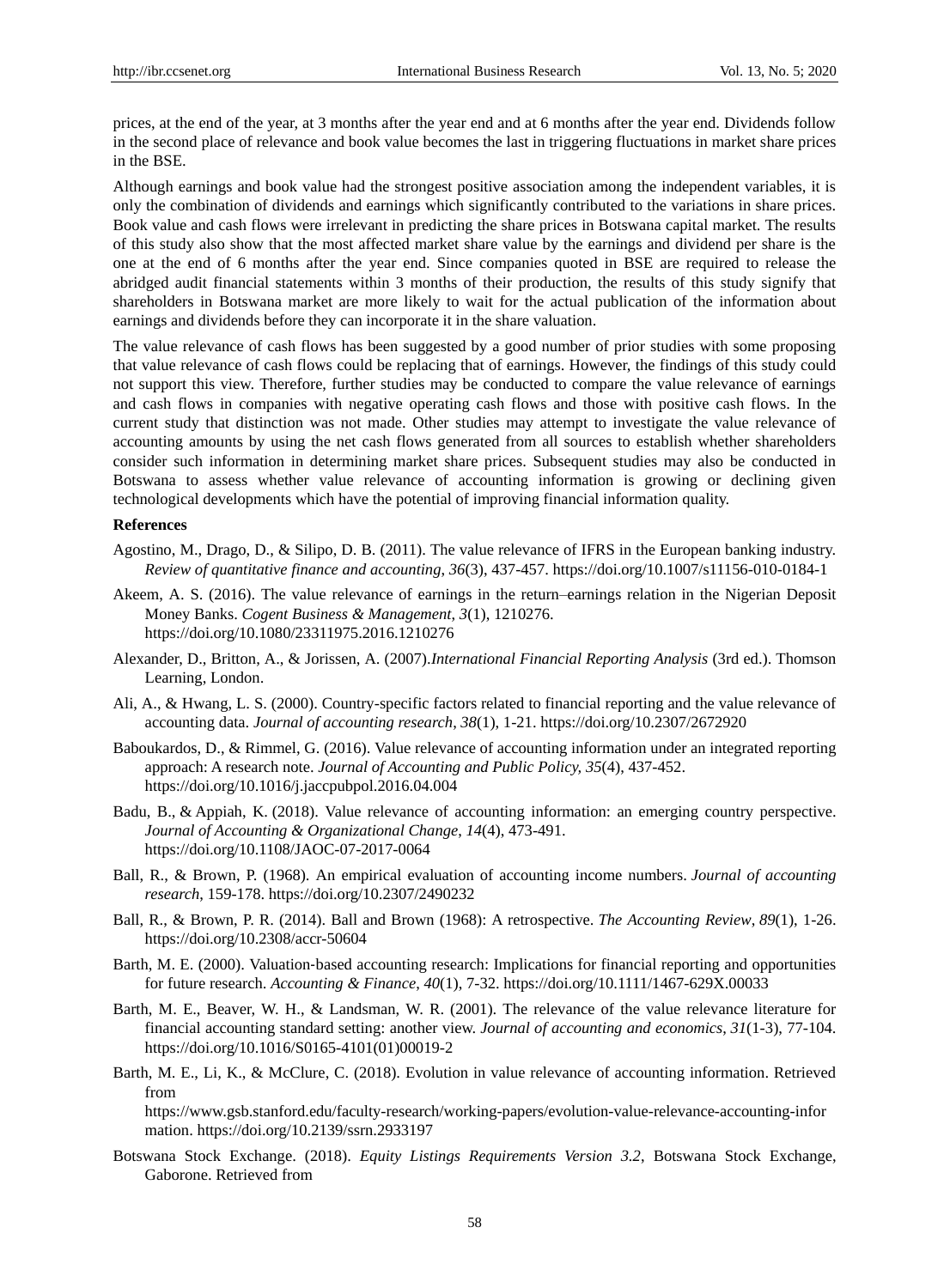prices, at the end of the year, at 3 months after the year end and at 6 months after the year end. Dividends follow in the second place of relevance and book value becomes the last in triggering fluctuations in market share prices in the BSE.

Although earnings and book value had the strongest positive association among the independent variables, it is only the combination of dividends and earnings which significantly contributed to the variations in share prices. Book value and cash flows were irrelevant in predicting the share prices in Botswana capital market. The results of this study also show that the most affected market share value by the earnings and dividend per share is the one at the end of 6 months after the year end. Since companies quoted in BSE are required to release the abridged audit financial statements within 3 months of their production, the results of this study signify that shareholders in Botswana market are more likely to wait for the actual publication of the information about earnings and dividends before they can incorporate it in the share valuation.

The value relevance of cash flows has been suggested by a good number of prior studies with some proposing that value relevance of cash flows could be replacing that of earnings. However, the findings of this study could not support this view. Therefore, further studies may be conducted to compare the value relevance of earnings and cash flows in companies with negative operating cash flows and those with positive cash flows. In the current study that distinction was not made. Other studies may attempt to investigate the value relevance of accounting amounts by using the net cash flows generated from all sources to establish whether shareholders consider such information in determining market share prices. Subsequent studies may also be conducted in Botswana to assess whether value relevance of accounting information is growing or declining given technological developments which have the potential of improving financial information quality.

**References**

Agostino, M., Drago, D., & Silipo, D. B. (2011). The value relevance of IFRS in the European banking industry. *Review of quantitative finance and accounting*, *36*(3), 437-457. https://doi.org/10.1007/s11156-010-0184-1

Akeem, A. S. (2016). The value relevance of earnings in the return–earnings relation in the Nigerian Deposit Money Banks. *Cogent Business & Management*, *3*(1), 1210276. https://doi.org/10.1080/23311975.2016.1210276

Alexander, D., Britton, A., & Jorissen, A. (2007).*International Financial Reporting Analysis* (3rd ed.). Thomson Learning, London.

Ali, A., & Hwang, L. S. (2000). Country-specific factors related to financial reporting and the value relevance of accounting data. *Journal of accounting research*, *38*(1), 1-21. https://doi.org/10.2307/2672920

Baboukardos, D., & Rimmel, G. (2016). Value relevance of accounting information under an integrated reporting approach: A research note. *Journal of Accounting and Public Policy, 35*(4), 437-452. https://doi.org/10.1016/j.jaccpubpol.2016.04.004

Badu, B., & Appiah, K. (2018). Value relevance of accounting information: an emerging country perspective. *Journal of Accounting & Organizational Change*, *14*(4), 473-491. https://doi.org/10.1108/JAOC-07-2017-0064

Ball, R., & Brown, P. (1968). An empirical evaluation of accounting income numbers. *Journal of accounting research*, 159-178. https://doi.org/10.2307/2490232

Ball, R., & Brown, P. R. (2014). Ball and Brown (1968): A retrospective. *The Accounting Review*, *89*(1), 1-26. https://doi.org/10.2308/accr-50604

Barth, M. E. (2000). Valuation‐based accounting research: Implications for financial reporting and opportunities for future research. *Accounting & Finance*, *40*(1), 7-32. https://doi.org/10.1111/1467-629X.00033

Barth, M. E., Beaver, W. H., & Landsman, W. R. (2001). The relevance of the value relevance literature for financial accounting standard setting: another view. *Journal of accounting and economics*, *31*(1-3), 77-104. https://doi.org/10.1016/S0165-4101(01)00019-2

Barth, M. E., Li, K., & McClure, C. (2018). Evolution in value relevance of accounting information. Retrieved from https://www.gsb.stanford.edu/faculty-research/working-papers/evolution-value-relevance-accounting-information. https://doi.org/10.2139/ssrn.2933197

Botswana Stock Exchange. (2018). *Equity Listings Requirements Version 3.2*, Botswana Stock Exchange, Gaborone. Retrieved from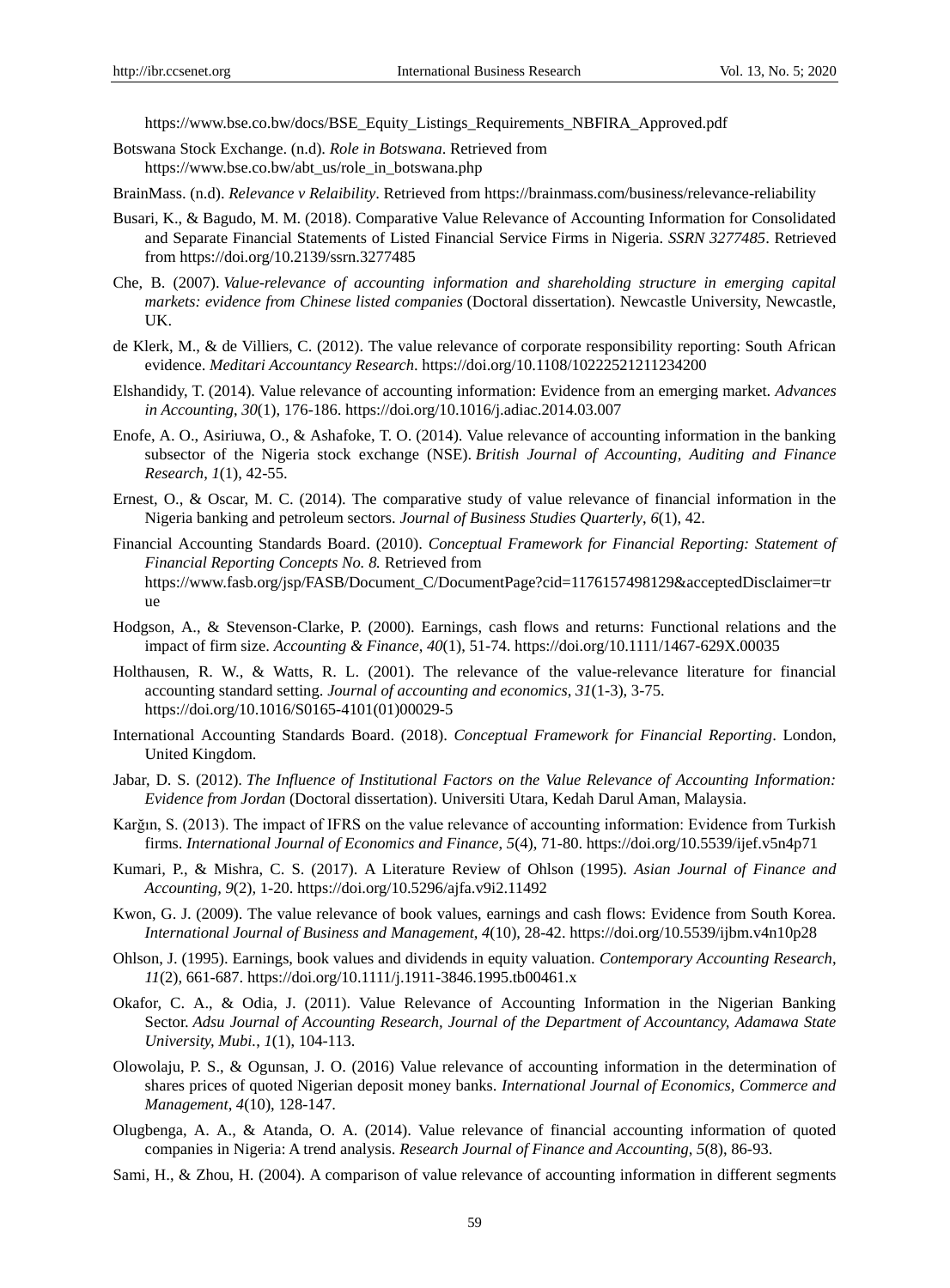https://www.bse.co.bw/docs/BSE_Equity_Listings_Requirements_NBFIRA_Approved.pdf

Botswana Stock Exchange. (n.d). *Role in Botswana*. Retrieved from https://www.bse.co.bw/abt_us/role_in_botswana.php

BrainMass. (n.d). *Relevance v Relaibility*. Retrieved from https://brainmass.com/business/relevance-reliability

Busari, K., & Bagudo, M. M. (2018). Comparative Value Relevance of Accounting Information for Consolidated and Separate Financial Statements of Listed Financial Service Firms in Nigeria. *SSRN 3277485*. Retrieved from https://doi.org/10.2139/ssrn.3277485

Che, B. (2007). *Value-relevance of accounting information and shareholding structure in emerging capital markets: evidence from Chinese listed companies* (Doctoral dissertation). Newcastle University, Newcastle, UK.

de Klerk, M., & de Villiers, C. (2012). The value relevance of corporate responsibility reporting: South African evidence. *Meditari Accountancy Research*. https://doi.org/10.1108/10222521211234200

Elshandidy, T. (2014). Value relevance of accounting information: Evidence from an emerging market. *Advances in Accounting*, *30*(1), 176-186. https://doi.org/10.1016/j.adiac.2014.03.007

Enofe, A. O., Asiriuwa, O., & Ashafoke, T. O. (2014). Value relevance of accounting information in the banking subsector of the Nigeria stock exchange (NSE). *British Journal of Accounting, Auditing and Finance Research*, *1*(1), 42-55.

Ernest, O., & Oscar, M. C. (2014). The comparative study of value relevance of financial information in the Nigeria banking and petroleum sectors. *Journal of Business Studies Quarterly*, *6*(1), 42.

Financial Accounting Standards Board. (2010). *Conceptual Framework for Financial Reporting: Statement of Financial Reporting Concepts No. 8.* Retrieved from https://www.fasb.org/jsp/FASB/Document_C/DocumentPage?cid=1176157498129&acceptedDisclaimer=true

Hodgson, A., & Stevenson‐Clarke, P. (2000). Earnings, cash flows and returns: Functional relations and the impact of firm size. *Accounting & Finance*, *40*(1), 51-74. https://doi.org/10.1111/1467-629X.00035

Holthausen, R. W., & Watts, R. L. (2001). The relevance of the value-relevance literature for financial accounting standard setting. *Journal of accounting and economics*, *31*(1-3), 3-75. https://doi.org/10.1016/S0165-4101(01)00029-5

International Accounting Standards Board. (2018). *Conceptual Framework for Financial Reporting*. London, United Kingdom.

Jabar, D. S. (2012). *The Influence of Institutional Factors on the Value Relevance of Accounting Information: Evidence from Jordan* (Doctoral dissertation). Universiti Utara, Kedah Darul Aman, Malaysia.

Karğın, S. (2013). The impact of IFRS on the value relevance of accounting information: Evidence from Turkish firms. *International Journal of Economics and Finance*, *5*(4), 71-80. https://doi.org/10.5539/ijef.v5n4p71

Kumari, P., & Mishra, C. S. (2017). A Literature Review of Ohlson (1995). *Asian Journal of Finance and Accounting, 9*(2), 1-20. https://doi.org/10.5296/ajfa.v9i2.11492

Kwon, G. J. (2009). The value relevance of book values, earnings and cash flows: Evidence from South Korea. *International Journal of Business and Management*, *4*(10), 28-42. https://doi.org/10.5539/ijbm.v4n10p28

Ohlson, J. (1995). Earnings, book values and dividends in equity valuation. *Contemporary Accounting Research*, *11*(2), 661-687. https://doi.org/10.1111/j.1911-3846.1995.tb00461.x

Okafor, C. A., & Odia, J. (2011). Value Relevance of Accounting Information in the Nigerian Banking Sector. *Adsu Journal of Accounting Research, Journal of the Department of Accountancy, Adamawa State University, Mubi.*, *1*(1), 104-113.

Olowolaju, P. S., & Ogunsan, J. O. (2016) Value relevance of accounting information in the determination of shares prices of quoted Nigerian deposit money banks. *International Journal of Economics, Commerce and Management*, *4*(10), 128-147.

Olugbenga, A. A., & Atanda, O. A. (2014). Value relevance of financial accounting information of quoted companies in Nigeria: A trend analysis. *Research Journal of Finance and Accounting*, *5*(8), 86-93.

Sami, H., & Zhou, H. (2004). A comparison of value relevance of accounting information in different segments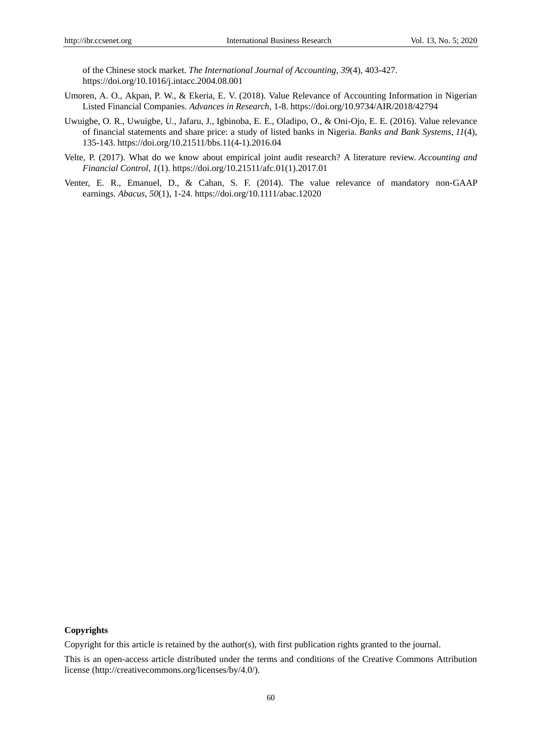of the Chinese stock market. *The International Journal of Accounting*, *39*(4), 403-427. https://doi.org/10.1016/j.intacc.2004.08.001

Umoren, A. O., Akpan, P. W., & Ekeria, E. V. (2018). Value Relevance of Accounting Information in Nigerian Listed Financial Companies. *Advances in Research*, 1-8. https://doi.org/10.9734/AIR/2018/42794

Uwuigbe, O. R., Uwuigbe, U., Jafaru, J., Igbinoba, E. E., Oladipo, O., & Oni-Ojo, E. E. (2016). Value relevance of financial statements and share price: a study of listed banks in Nigeria. *Banks and Bank Systems*, *11*(4), 135-143. https://doi.org/10.21511/bbs.11(4-1).2016.04

Velte, P. (2017). What do we know about empirical joint audit research? A literature review. *Accounting and Financial Control*, *1*(1). https://doi.org/10.21511/afc.01(1).2017.01

Venter, E. R., Emanuel, D., & Cahan, S. F. (2014). The value relevance of mandatory non-GAAP earnings. *Abacus*, *50*(1), 1-24. https://doi.org/10.1111/abac.12020

**Copyrights**

Copyright for this article is retained by the author(s), with first publication rights granted to the journal.

This is an open-access article distributed under the terms and conditions of the Creative Commons Attribution license (http://creativecommons.org/licenses/by/4.0/).